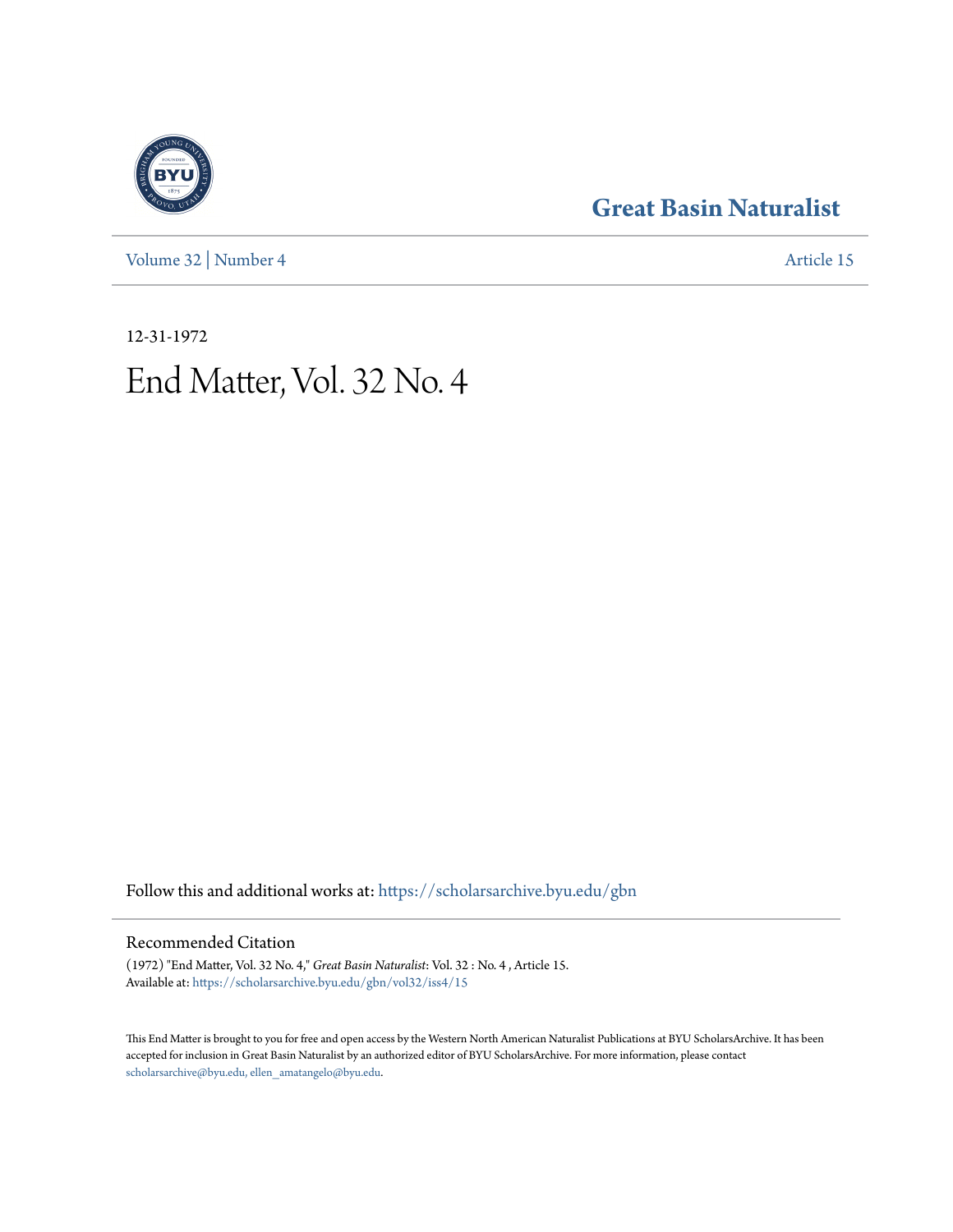# Great Basin Naturalist

Volume 32 | Number 4

Article 15

12-31-1972

# End Matter, Vol. 32 No. 4

Follow this and additional works at: https://scholarsarchive.byu.edu/gbn

## Recommended Citation

(1972) "End Matter, Vol. 32 No. 4," *Great Basin Naturalist*: Vol. 32 : No. 4 , Article 15.
Available at: https://scholarsarchive.byu.edu/gbn/vol32/iss4/15

This End Matter is brought to you for free and open access by the Western North American Naturalist Publications at BYU ScholarsArchive. It has been accepted for inclusion in Great Basin Naturalist by an authorized editor of BYU ScholarsArchive. For more information, please contact scholarsarchive@byu.edu, ellen_amatangelo@byu.edu.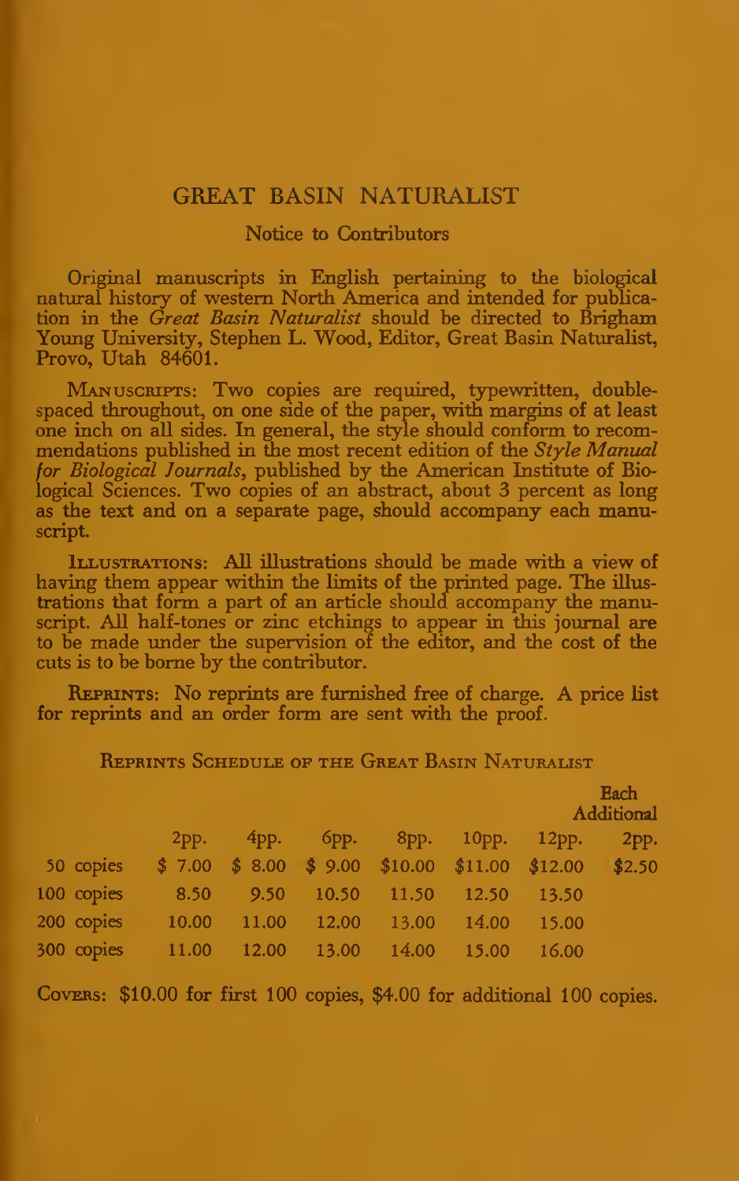# GREAT BASIN NATURALIST

## Notice to Contributors

Original manuscripts in English pertaining to the biological natural history of western North America and intended for publication in the *Great Basin Naturalist* should be directed to Brigham Young University, Stephen L. Wood, Editor, Great Basin Naturalist, Provo, Utah 84601.

MANUSCRIPTS: Two copies are required, typewritten, double-spaced throughout, on one side of the paper, with margins of at least one inch on all sides. In general, the style should conform to recommendations published in the most recent edition of the *Style Manual for Biological Journals*, published by the American Institute of Biological Sciences. Two copies of an abstract, about 3 percent as long as the text and on a separate page, should accompany each manuscript.

ILLUSTRATIONS: All illustrations should be made with a view of having them appear within the limits of the printed page. The illustrations that form a part of an article should accompany the manuscript. All half-tones or zinc etchings to appear in this journal are to be made under the supervision of the editor, and the cost of the cuts is to be borne by the contributor.

REPRINTS: No reprints are furnished free of charge. A price list for reprints and an order form are sent with the proof.

REPRINTS SCHEDULE OF THE GREAT BASIN NATURALIST

| | 2pp. | 4pp. | 6pp. | 8pp. | 10pp. | 12pp. | Each Additional 2pp. |
|---|---|---|---|---|---|---|---|
| 50 copies | $ 7.00 | $ 8.00 | $ 9.00 | $10.00 | $11.00 | $12.00 | $2.50 |
| 100 copies | 8.50 | 9.50 | 10.50 | 11.50 | 12.50 | 13.50 | |
| 200 copies | 10.00 | 11.00 | 12.00 | 13.00 | 14.00 | 15.00 | |
| 300 copies | 11.00 | 12.00 | 13.00 | 14.00 | 15.00 | 16.00 | |

COVERS: $10.00 for first 100 copies, $4.00 for additional 100 copies.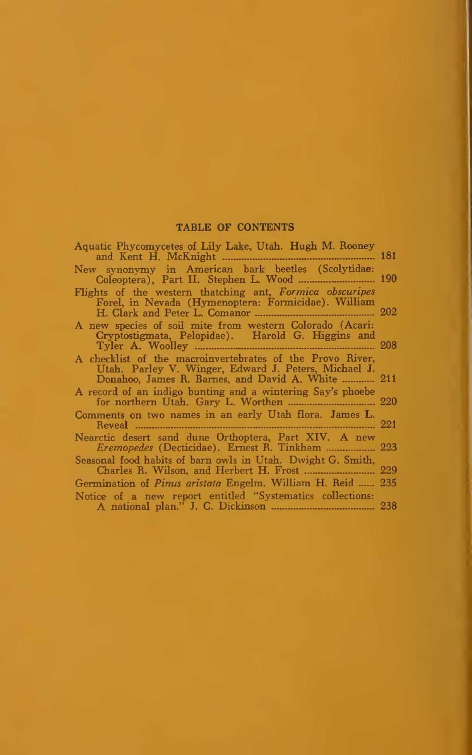## TABLE OF CONTENTS

Aquatic Phycomycetes of Lily Lake, Utah. Hugh M. Rooney and Kent H. McKnight ..... 181

New synonymy in American bark beetles (Scolytidae: Coleoptera), Part II. Stephen L. Wood ..... 190

Flights of the western thatching ant, *Formica obscuripes* Forel, in Nevada (Hymenoptera: Formicidae). William H. Clark and Peter L. Comanor ..... 202

A new species of soil mite from western Colorado (Acari: Cryptostigmata, Pelopidae). Harold G. Higgins and Tyler A. Woolley ..... 208

A checklist of the macroinvertebrates of the Provo River, Utah. Parley V. Winger, Edward J. Peters, Michael J. Donahoo, James R. Barnes, and David A. White ..... 211

A record of an indigo bunting and a wintering Say's phoebe for northern Utah. Gary L. Worthen ..... 220

Comments on two names in an early Utah flora. James L. Reveal ..... 221

Nearctic desert sand dune Orthoptera, Part XIV. A new *Eremopedes* (Decticidae). Ernest R. Tinkham ..... 223

Seasonal food habits of barn owls in Utah. Dwight G. Smith, Charles R. Wilson, and Herbert H. Frost ..... 229

Germination of *Pinus aristata* Engelm. William H. Reid ..... 235

Notice of a new report entitled "Systematics collections: A national plan." J. C. Dickinson ..... 238